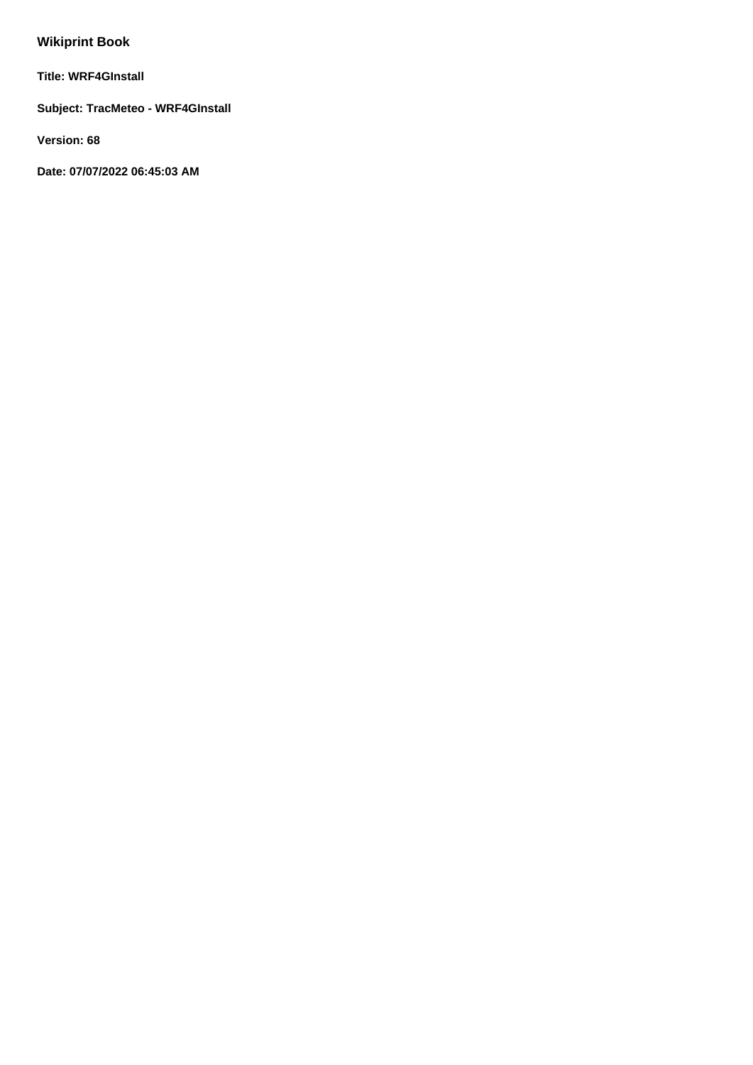# Wikiprint Book

**Title: WRF4GInstall**

**Subject: TracMeteo - WRF4GInstall**

**Version: 68**

**Date: 07/07/2022 06:45:03 AM**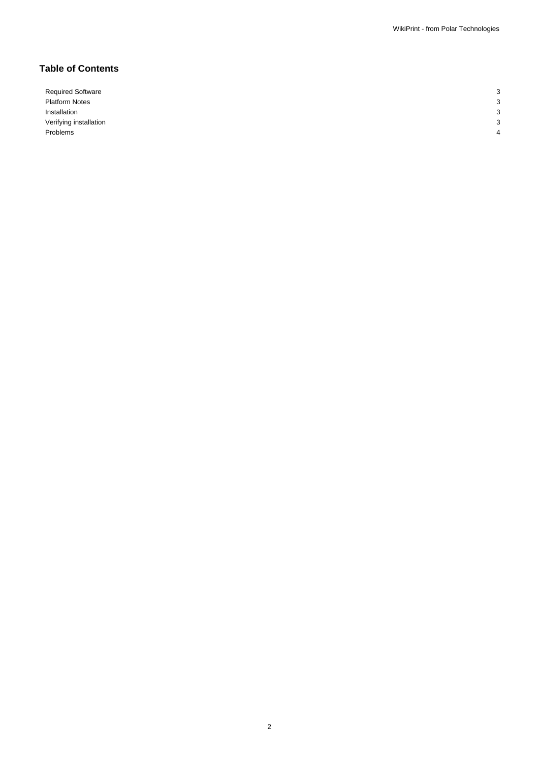## Table of Contents

| | |
|---|---|
| Required Software | 3 |
| Platform Notes | 3 |
| Installation | 3 |
| Verifying installation | 3 |
| Problems | 4 |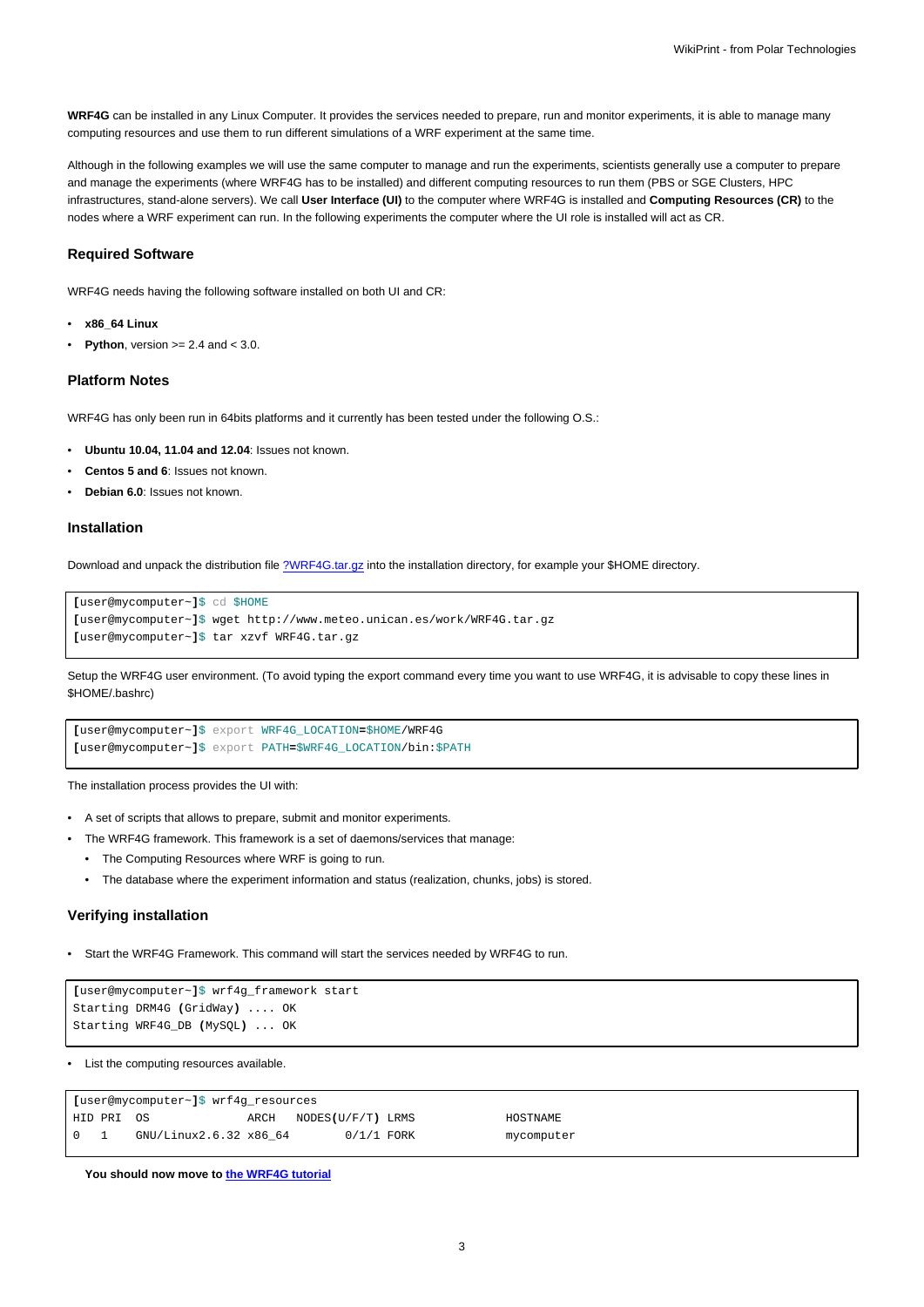**WRF4G** can be installed in any Linux Computer. It provides the services needed to prepare, run and monitor experiments, it is able to manage many computing resources and use them to run different simulations of a WRF experiment at the same time.

Although in the following examples we will use the same computer to manage and run the experiments, scientists generally use a computer to prepare and manage the experiments (where WRF4G has to be installed) and different computing resources to run them (PBS or SGE Clusters, HPC infrastructures, stand-alone servers). We call **User Interface (UI)** to the computer where WRF4G is installed and **Computing Resources (CR)** to the nodes where a WRF experiment can run. In the following experiments the computer where the UI role is installed will act as CR.

### Required Software

WRF4G needs having the following software installed on both UI and CR:

- **x86_64 Linux**
- **Python**, version >= 2.4 and < 3.0.

### Platform Notes

WRF4G has only been run in 64bits platforms and it currently has been tested under the following O.S.:

- **Ubuntu 10.04, 11.04 and 12.04**: Issues not known.
- **Centos 5 and 6**: Issues not known.
- **Debian 6.0**: Issues not known.

### Installation

Download and unpack the distribution file ?WRF4G.tar.gz into the installation directory, for example your $HOME directory.

```
[user@mycomputer~]$ cd $HOME
[user@mycomputer~]$ wget http://www.meteo.unican.es/work/WRF4G.tar.gz
[user@mycomputer~]$ tar xzvf WRF4G.tar.gz
```

Setup the WRF4G user environment. (To avoid typing the export command every time you want to use WRF4G, it is advisable to copy these lines in $HOME/.bashrc)

```
[user@mycomputer~]$ export WRF4G_LOCATION=$HOME/WRF4G
[user@mycomputer~]$ export PATH=$WRF4G_LOCATION/bin:$PATH
```

The installation process provides the UI with:

- A set of scripts that allows to prepare, submit and monitor experiments.
- The WRF4G framework. This framework is a set of daemons/services that manage:
  - The Computing Resources where WRF is going to run.
  - The database where the experiment information and status (realization, chunks, jobs) is stored.

### Verifying installation

- Start the WRF4G Framework. This command will start the services needed by WRF4G to run.

```
[user@mycomputer~]$ wrf4g_framework start
Starting DRM4G (GridWay) .... OK
Starting WRF4G_DB (MySQL) ... OK
```

- List the computing resources available.

```
[user@mycomputer~]$ wrf4g_resources
HID PRI  OS              ARCH   NODES(U/F/T) LRMS             HOSTNAME
0   1    GNU/Linux2.6.32 x86_64        0/1/1 FORK             mycomputer
```

**You should now move to the WRF4G tutorial**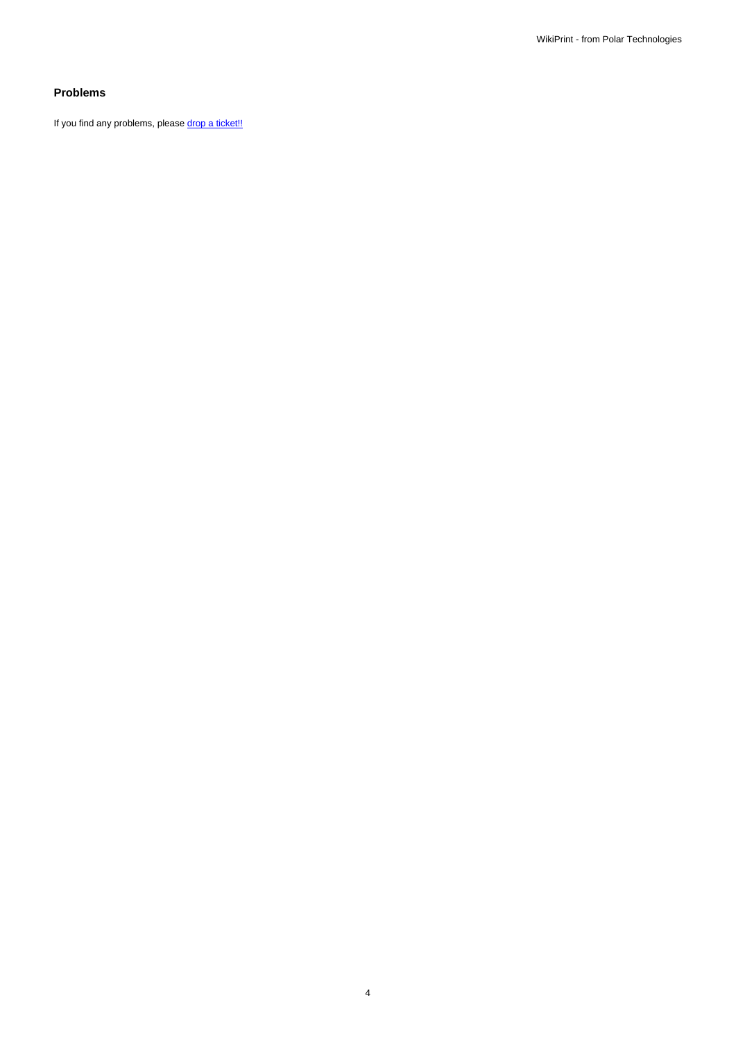### Problems

If you find any problems, please drop a ticket!!